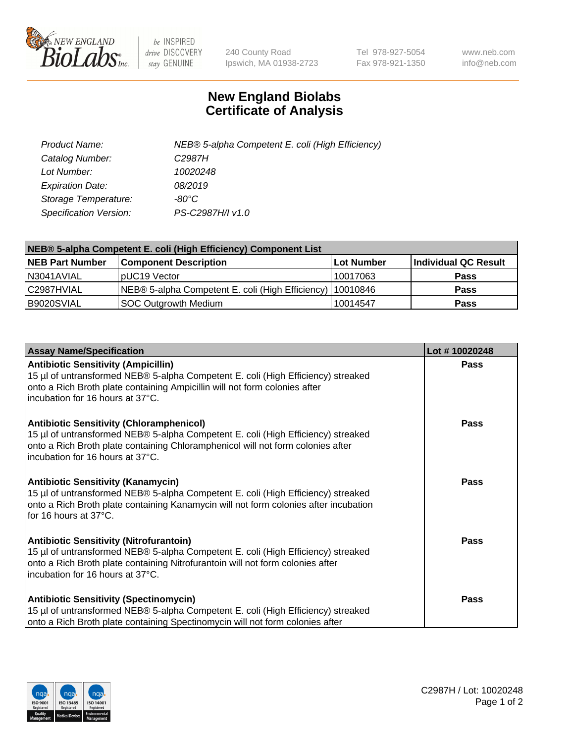240 County Road
Ipswich, MA 01938-2723

Tel 978-927-5054
Fax 978-921-1350

www.neb.com
info@neb.com

# New England Biolabs
# Certificate of Analysis

| | |
|---|---|
| *Product Name:* | *NEB® 5-alpha Competent E. coli (High Efficiency)* |
| *Catalog Number:* | *C2987H* |
| *Lot Number:* | *10020248* |
| *Expiration Date:* | *08/2019* |
| *Storage Temperature:* | *-80°C* |
| *Specification Version:* | *PS-C2987H/I v1.0* |

| **NEB® 5-alpha Competent E. coli (High Efficiency) Component List** | | | |
|---|---|---|---|
| **NEB Part Number** | **Component Description** | **Lot Number** | **Individual QC Result** |
| N3041AVIAL | pUC19 Vector | 10017063 | **Pass** |
| C2987HVIAL | NEB® 5-alpha Competent E. coli (High Efficiency) | 10010846 | **Pass** |
| B9020SVIAL | SOC Outgrowth Medium | 10014547 | **Pass** |

| **Assay Name/Specification** | **Lot # 10020248** |
|---|---|
| **Antibiotic Sensitivity (Ampicillin)** 15 µl of untransformed NEB® 5-alpha Competent E. coli (High Efficiency) streaked onto a Rich Broth plate containing Ampicillin will not form colonies after incubation for 16 hours at 37°C. | **Pass** |
| **Antibiotic Sensitivity (Chloramphenicol)** 15 µl of untransformed NEB® 5-alpha Competent E. coli (High Efficiency) streaked onto a Rich Broth plate containing Chloramphenicol will not form colonies after incubation for 16 hours at 37°C. | **Pass** |
| **Antibiotic Sensitivity (Kanamycin)** 15 µl of untransformed NEB® 5-alpha Competent E. coli (High Efficiency) streaked onto a Rich Broth plate containing Kanamycin will not form colonies after incubation for 16 hours at 37°C. | **Pass** |
| **Antibiotic Sensitivity (Nitrofurantoin)** 15 µl of untransformed NEB® 5-alpha Competent E. coli (High Efficiency) streaked onto a Rich Broth plate containing Nitrofurantoin will not form colonies after incubation for 16 hours at 37°C. | **Pass** |
| **Antibiotic Sensitivity (Spectinomycin)** 15 µl of untransformed NEB® 5-alpha Competent E. coli (High Efficiency) streaked onto a Rich Broth plate containing Spectinomycin will not form colonies after | **Pass** |

C2987H / Lot: 10020248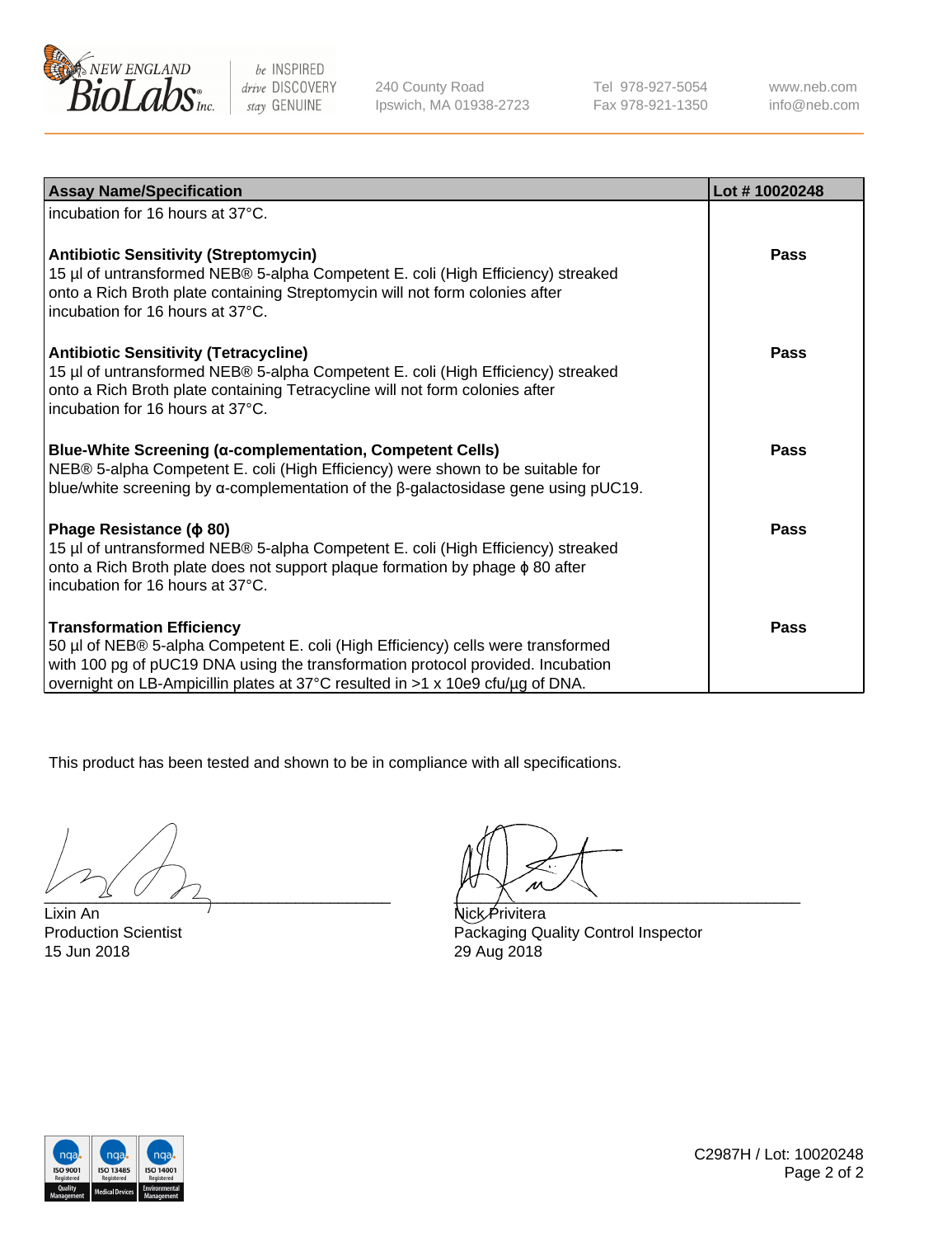| Assay Name/Specification | Lot # 10020248 |
|---|---|
| incubation for 16 hours at 37°C. | |
| **Antibiotic Sensitivity (Streptomycin)**<br>15 µl of untransformed NEB® 5-alpha Competent E. coli (High Efficiency) streaked onto a Rich Broth plate containing Streptomycin will not form colonies after incubation for 16 hours at 37°C. | Pass |
| **Antibiotic Sensitivity (Tetracycline)**<br>15 µl of untransformed NEB® 5-alpha Competent E. coli (High Efficiency) streaked onto a Rich Broth plate containing Tetracycline will not form colonies after incubation for 16 hours at 37°C. | Pass |
| **Blue-White Screening (α-complementation, Competent Cells)**<br>NEB® 5-alpha Competent E. coli (High Efficiency) were shown to be suitable for blue/white screening by α-complementation of the β-galactosidase gene using pUC19. | Pass |
| **Phage Resistance (ϕ 80)**<br>15 µl of untransformed NEB® 5-alpha Competent E. coli (High Efficiency) streaked onto a Rich Broth plate does not support plaque formation by phage ϕ 80 after incubation for 16 hours at 37°C. | Pass |
| **Transformation Efficiency**<br>50 µl of NEB® 5-alpha Competent E. coli (High Efficiency) cells were transformed with 100 pg of pUC19 DNA using the transformation protocol provided. Incubation overnight on LB-Ampicillin plates at 37°C resulted in >1 x 10e9 cfu/µg of DNA. | Pass |

This product has been tested and shown to be in compliance with all specifications.

Lixin An
Production Scientist
15 Jun 2018

Nick Privitera
Packaging Quality Control Inspector
29 Aug 2018

C2987H / Lot: 10020248